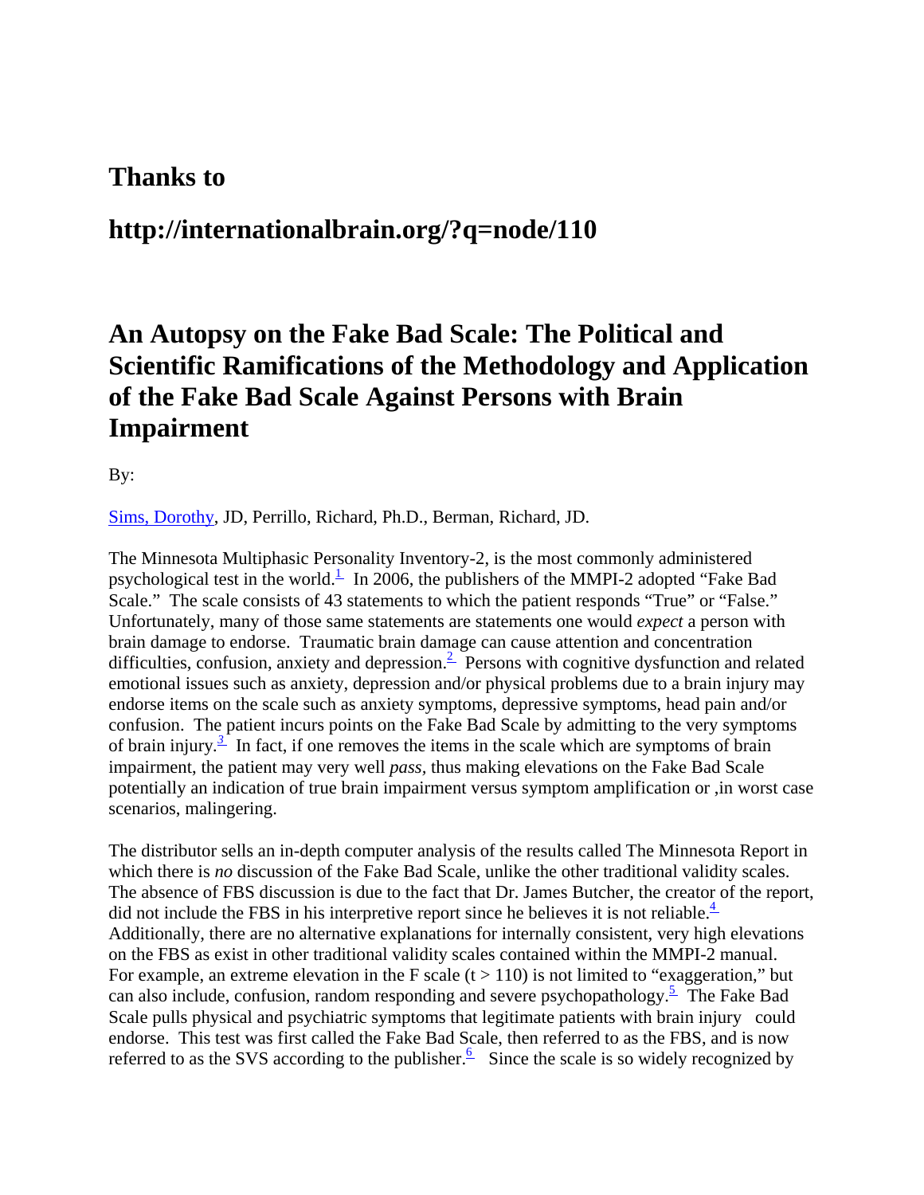## Thanks to

## http://internationalbrain.org/?q=node/110

# An Autopsy on the Fake Bad Scale: The Political and Scientific Ramifications of the Methodology and Application of the Fake Bad Scale Against Persons with Brain Impairment

By:

Sims, Dorothy, JD, Perrillo, Richard, Ph.D., Berman, Richard, JD.

The Minnesota Multiphasic Personality Inventory-2, is the most commonly administered psychological test in the world.[1] In 2006, the publishers of the MMPI-2 adopted "Fake Bad Scale." The scale consists of 43 statements to which the patient responds "True" or "False." Unfortunately, many of those same statements are statements one would *expect* a person with brain damage to endorse. Traumatic brain damage can cause attention and concentration difficulties, confusion, anxiety and depression.[2] Persons with cognitive dysfunction and related emotional issues such as anxiety, depression and/or physical problems due to a brain injury may endorse items on the scale such as anxiety symptoms, depressive symptoms, head pain and/or confusion. The patient incurs points on the Fake Bad Scale by admitting to the very symptoms of brain injury.[3] In fact, if one removes the items in the scale which are symptoms of brain impairment, the patient may very well *pass,* thus making elevations on the Fake Bad Scale potentially an indication of true brain impairment versus symptom amplification or ,in worst case scenarios, malingering.

The distributor sells an in-depth computer analysis of the results called The Minnesota Report in which there is *no* discussion of the Fake Bad Scale, unlike the other traditional validity scales. The absence of FBS discussion is due to the fact that Dr. James Butcher, the creator of the report, did not include the FBS in his interpretive report since he believes it is not reliable.[4] Additionally, there are no alternative explanations for internally consistent, very high elevations on the FBS as exist in other traditional validity scales contained within the MMPI-2 manual. For example, an extreme elevation in the F scale ($t > 110$) is not limited to "exaggeration," but can also include, confusion, random responding and severe psychopathology.[5] The Fake Bad Scale pulls physical and psychiatric symptoms that legitimate patients with brain injury could endorse. This test was first called the Fake Bad Scale, then referred to as the FBS, and is now referred to as the SVS according to the publisher.[6] Since the scale is so widely recognized by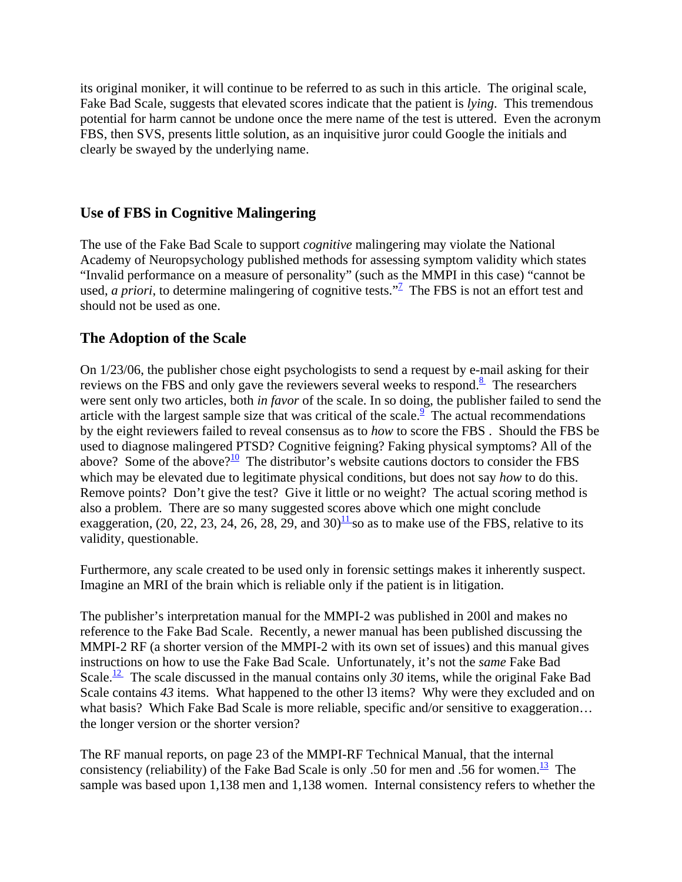its original moniker, it will continue to be referred to as such in this article. The original scale, Fake Bad Scale, suggests that elevated scores indicate that the patient is *lying*. This tremendous potential for harm cannot be undone once the mere name of the test is uttered. Even the acronym FBS, then SVS, presents little solution, as an inquisitive juror could Google the initials and clearly be swayed by the underlying name.

## Use of FBS in Cognitive Malingering

The use of the Fake Bad Scale to support *cognitive* malingering may violate the National Academy of Neuropsychology published methods for assessing symptom validity which states "Invalid performance on a measure of personality" (such as the MMPI in this case) "cannot be used, *a priori*, to determine malingering of cognitive tests."[7] The FBS is not an effort test and should not be used as one.

## The Adoption of the Scale

On 1/23/06, the publisher chose eight psychologists to send a request by e-mail asking for their reviews on the FBS and only gave the reviewers several weeks to respond.[8] The researchers were sent only two articles, both *in favor* of the scale. In so doing, the publisher failed to send the article with the largest sample size that was critical of the scale.[9] The actual recommendations by the eight reviewers failed to reveal consensus as to *how* to score the FBS . Should the FBS be used to diagnose malingered PTSD? Cognitive feigning? Faking physical symptoms? All of the above? Some of the above?[10] The distributor's website cautions doctors to consider the FBS which may be elevated due to legitimate physical conditions, but does not say *how* to do this. Remove points? Don't give the test? Give it little or no weight? The actual scoring method is also a problem. There are so many suggested scores above which one might conclude exaggeration, (20, 22, 23, 24, 26, 28, 29, and 30)[11] so as to make use of the FBS, relative to its validity, questionable.

Furthermore, any scale created to be used only in forensic settings makes it inherently suspect. Imagine an MRI of the brain which is reliable only if the patient is in litigation.

The publisher's interpretation manual for the MMPI-2 was published in 200l and makes no reference to the Fake Bad Scale. Recently, a newer manual has been published discussing the MMPI-2 RF (a shorter version of the MMPI-2 with its own set of issues) and this manual gives instructions on how to use the Fake Bad Scale. Unfortunately, it's not the *same* Fake Bad Scale.[12] The scale discussed in the manual contains only *30* items, while the original Fake Bad Scale contains *43* items. What happened to the other l3 items? Why were they excluded and on what basis? Which Fake Bad Scale is more reliable, specific and/or sensitive to exaggeration… the longer version or the shorter version?

The RF manual reports, on page 23 of the MMPI-RF Technical Manual, that the internal consistency (reliability) of the Fake Bad Scale is only .50 for men and .56 for women.[13] The sample was based upon 1,138 men and 1,138 women. Internal consistency refers to whether the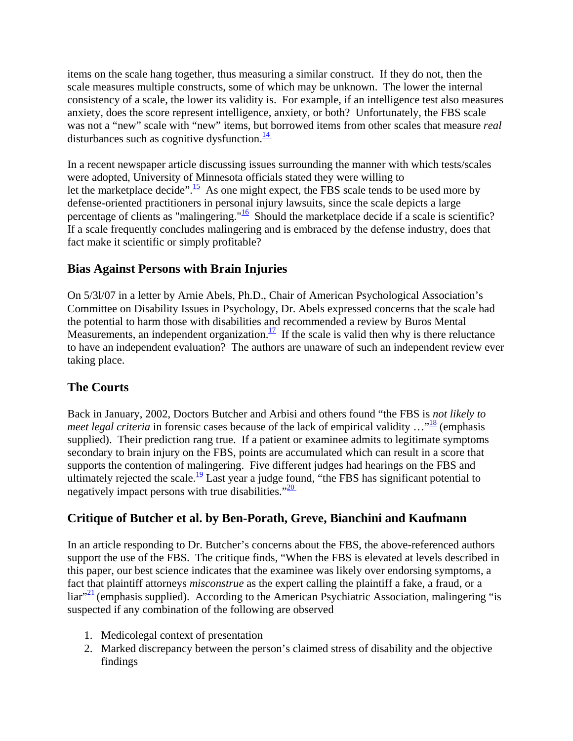items on the scale hang together, thus measuring a similar construct. If they do not, then the scale measures multiple constructs, some of which may be unknown. The lower the internal consistency of a scale, the lower its validity is. For example, if an intelligence test also measures anxiety, does the score represent intelligence, anxiety, or both? Unfortunately, the FBS scale was not a "new" scale with "new" items, but borrowed items from other scales that measure *real* disturbances such as cognitive dysfunction.[14]

In a recent newspaper article discussing issues surrounding the manner with which tests/scales were adopted, University of Minnesota officials stated they were willing to let the marketplace decide".[15] As one might expect, the FBS scale tends to be used more by defense-oriented practitioners in personal injury lawsuits, since the scale depicts a large percentage of clients as "malingering."[16] Should the marketplace decide if a scale is scientific? If a scale frequently concludes malingering and is embraced by the defense industry, does that fact make it scientific or simply profitable?

## Bias Against Persons with Brain Injuries

On 5/3l/07 in a letter by Arnie Abels, Ph.D., Chair of American Psychological Association's Committee on Disability Issues in Psychology, Dr. Abels expressed concerns that the scale had the potential to harm those with disabilities and recommended a review by Buros Mental Measurements, an independent organization.[17] If the scale is valid then why is there reluctance to have an independent evaluation? The authors are unaware of such an independent review ever taking place.

## The Courts

Back in January, 2002, Doctors Butcher and Arbisi and others found "the FBS is *not likely to meet legal criteria* in forensic cases because of the lack of empirical validity …"[18] (emphasis supplied). Their prediction rang true. If a patient or examinee admits to legitimate symptoms secondary to brain injury on the FBS, points are accumulated which can result in a score that supports the contention of malingering. Five different judges had hearings on the FBS and ultimately rejected the scale.[19] Last year a judge found, "the FBS has significant potential to negatively impact persons with true disabilities."[20]

## Critique of Butcher et al. by Ben-Porath, Greve, Bianchini and Kaufmann

In an article responding to Dr. Butcher's concerns about the FBS, the above-referenced authors support the use of the FBS. The critique finds, "When the FBS is elevated at levels described in this paper, our best science indicates that the examinee was likely over endorsing symptoms, a fact that plaintiff attorneys *misconstrue* as the expert calling the plaintiff a fake, a fraud, or a liar"[21] (emphasis supplied). According to the American Psychiatric Association, malingering "is suspected if any combination of the following are observed

1. Medicolegal context of presentation
2. Marked discrepancy between the person's claimed stress of disability and the objective findings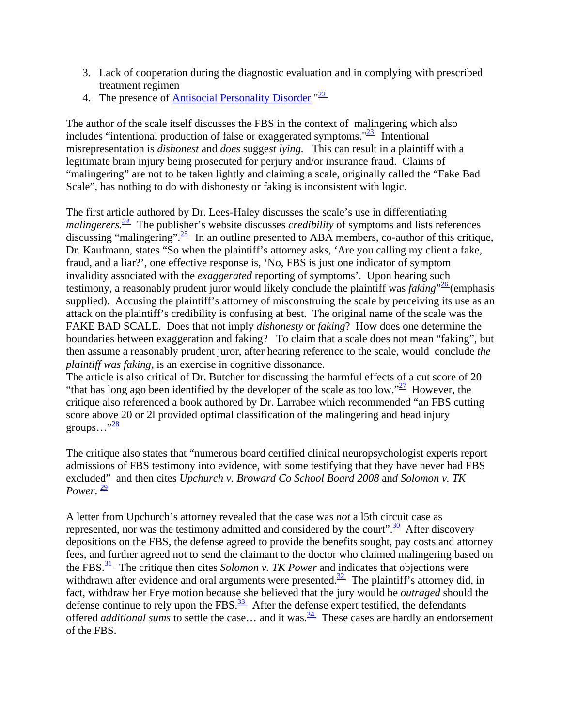3. Lack of cooperation during the diagnostic evaluation and in complying with prescribed treatment regimen
4. The presence of Antisocial Personality Disorder "[22]

The author of the scale itself discusses the FBS in the context of malingering which also includes "intentional production of false or exaggerated symptoms."[23] Intentional misrepresentation is *dishonest* and *does* suggest *lying.* This can result in a plaintiff with a legitimate brain injury being prosecuted for perjury and/or insurance fraud. Claims of "malingering" are not to be taken lightly and claiming a scale, originally called the "Fake Bad Scale", has nothing to do with dishonesty or faking is inconsistent with logic.

The first article authored by Dr. Lees-Haley discusses the scale's use in differentiating *malingerers.*[24] The publisher's website discusses *credibility* of symptoms and lists references discussing "malingering".[25] In an outline presented to ABA members, co-author of this critique, Dr. Kaufmann, states "So when the plaintiff's attorney asks, 'Are you calling my client a fake, fraud, and a liar?', one effective response is, 'No, FBS is just one indicator of symptom invalidity associated with the *exaggerated* reporting of symptoms'. Upon hearing such testimony, a reasonably prudent juror would likely conclude the plaintiff was *faking*"[26] (emphasis supplied). Accusing the plaintiff's attorney of misconstruing the scale by perceiving its use as an attack on the plaintiff's credibility is confusing at best. The original name of the scale was the FAKE BAD SCALE. Does that not imply *dishonesty* or *faking*? How does one determine the boundaries between exaggeration and faking? To claim that a scale does not mean "faking", but then assume a reasonably prudent juror, after hearing reference to the scale, would conclude *the plaintiff was faking,* is an exercise in cognitive dissonance.
The article is also critical of Dr. Butcher for discussing the harmful effects of a cut score of 20 "that has long ago been identified by the developer of the scale as too low."[27] However, the critique also referenced a book authored by Dr. Larrabee which recommended "an FBS cutting score above 20 or 2l provided optimal classification of the malingering and head injury groups…"[28]

The critique also states that "numerous board certified clinical neuropsychologist experts report admissions of FBS testimony into evidence, with some testifying that they have never had FBS excluded" and then cites *Upchurch v. Broward Co School Board 2008* and *Solomon v. TK Power*. [29]

A letter from Upchurch's attorney revealed that the case was *not* a l5th circuit case as represented, nor was the testimony admitted and considered by the court".[30] After discovery depositions on the FBS, the defense agreed to provide the benefits sought, pay costs and attorney fees, and further agreed not to send the claimant to the doctor who claimed malingering based on the FBS.[31] The critique then cites *Solomon v. TK Power* and indicates that objections were withdrawn after evidence and oral arguments were presented.[32] The plaintiff's attorney did, in fact, withdraw her Frye motion because she believed that the jury would be *outraged* should the defense continue to rely upon the FBS.[33] After the defense expert testified, the defendants offered *additional sums* to settle the case… and it was.[34] These cases are hardly an endorsement of the FBS.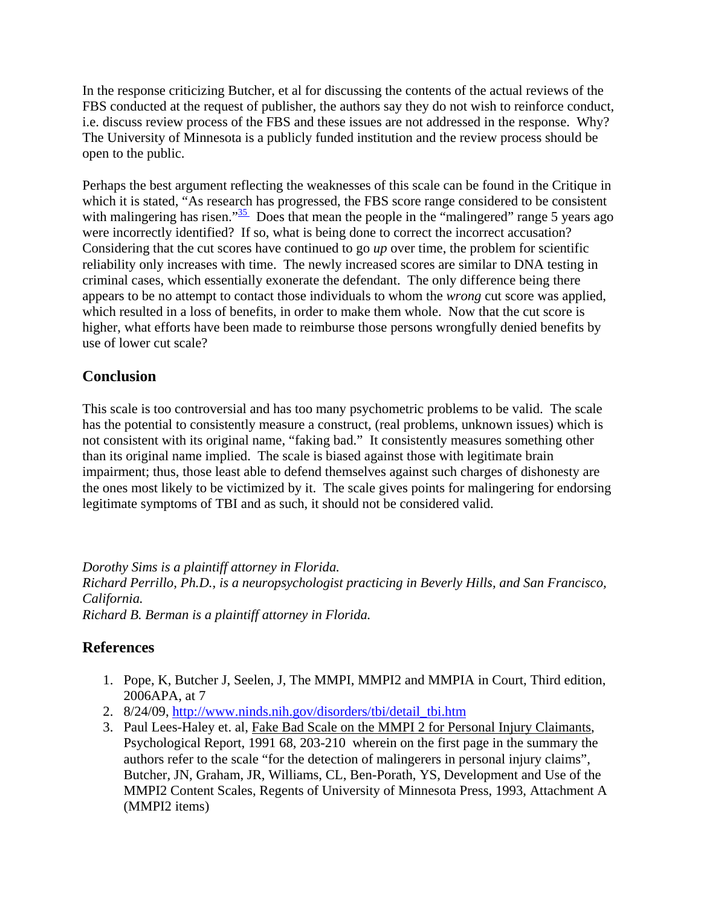In the response criticizing Butcher, et al for discussing the contents of the actual reviews of the FBS conducted at the request of publisher, the authors say they do not wish to reinforce conduct, i.e. discuss review process of the FBS and these issues are not addressed in the response. Why? The University of Minnesota is a publicly funded institution and the review process should be open to the public.

Perhaps the best argument reflecting the weaknesses of this scale can be found in the Critique in which it is stated, "As research has progressed, the FBS score range considered to be consistent with malingering has risen."[35] Does that mean the people in the "malingered" range 5 years ago were incorrectly identified? If so, what is being done to correct the incorrect accusation? Considering that the cut scores have continued to go *up* over time, the problem for scientific reliability only increases with time. The newly increased scores are similar to DNA testing in criminal cases, which essentially exonerate the defendant. The only difference being there appears to be no attempt to contact those individuals to whom the *wrong* cut score was applied, which resulted in a loss of benefits, in order to make them whole. Now that the cut score is higher, what efforts have been made to reimburse those persons wrongfully denied benefits by use of lower cut scale?

## Conclusion

This scale is too controversial and has too many psychometric problems to be valid. The scale has the potential to consistently measure a construct, (real problems, unknown issues) which is not consistent with its original name, "faking bad." It consistently measures something other than its original name implied. The scale is biased against those with legitimate brain impairment; thus, those least able to defend themselves against such charges of dishonesty are the ones most likely to be victimized by it. The scale gives points for malingering for endorsing legitimate symptoms of TBI and as such, it should not be considered valid.

*Dorothy Sims is a plaintiff attorney in Florida.*
*Richard Perrillo, Ph.D., is a neuropsychologist practicing in Beverly Hills, and San Francisco, California.*
*Richard B. Berman is a plaintiff attorney in Florida.*

## References

1. Pope, K, Butcher J, Seelen, J, The MMPI, MMPI2 and MMPIA in Court, Third edition, 2006APA, at 7
2. 8/24/09, http://www.ninds.nih.gov/disorders/tbi/detail_tbi.htm
3. Paul Lees-Haley et. al, Fake Bad Scale on the MMPI 2 for Personal Injury Claimants, Psychological Report, 1991 68, 203-210 wherein on the first page in the summary the authors refer to the scale "for the detection of malingerers in personal injury claims", Butcher, JN, Graham, JR, Williams, CL, Ben-Porath, YS, Development and Use of the MMPI2 Content Scales, Regents of University of Minnesota Press, 1993, Attachment A (MMPI2 items)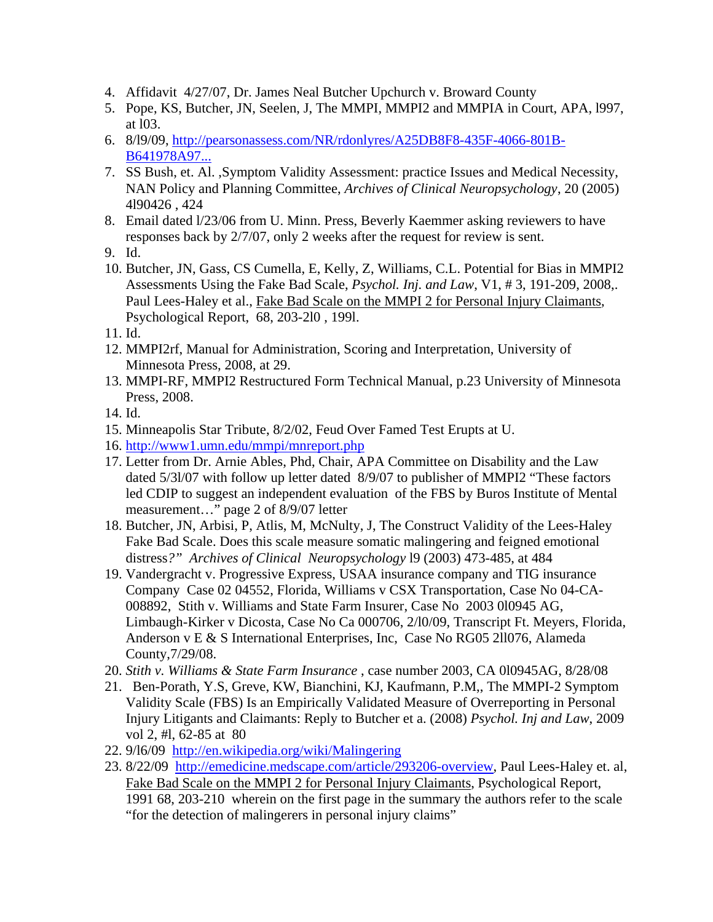4. Affidavit 4/27/07, Dr. James Neal Butcher Upchurch v. Broward County
5. Pope, KS, Butcher, JN, Seelen, J, The MMPI, MMPI2 and MMPIA in Court, APA, l997, at l03.
6. 8/l9/09, [http://pearsonassess.com/NR/rdonlyres/A25DB8F8-435F-4066-801B-B641978A97...](http://pearsonassess.com/NR/rdonlyres/A25DB8F8-435F-4066-801B-B641978A97...)
7. SS Bush, et. Al. ,Symptom Validity Assessment: practice Issues and Medical Necessity, NAN Policy and Planning Committee, *Archives of Clinical Neuropsychology*, 20 (2005) 4l90426 , 424
8. Email dated l/23/06 from U. Minn. Press, Beverly Kaemmer asking reviewers to have responses back by 2/7/07, only 2 weeks after the request for review is sent.
9. Id.
10. Butcher, JN, Gass, CS Cumella, E, Kelly, Z, Williams, C.L. Potential for Bias in MMPI2 Assessments Using the Fake Bad Scale, *Psychol. Inj. and Law*, V1, # 3, 191-209, 2008,. Paul Lees-Haley et al., Fake Bad Scale on the MMPI 2 for Personal Injury Claimants, Psychological Report, 68, 203-2l0 , 199l.
11. Id.
12. MMPI2rf, Manual for Administration, Scoring and Interpretation, University of Minnesota Press, 2008, at 29.
13. MMPI-RF, MMPI2 Restructured Form Technical Manual, p.23 University of Minnesota Press, 2008.
14. Id.
15. Minneapolis Star Tribute, 8/2/02, Feud Over Famed Test Erupts at U.
16. [http://www1.umn.edu/mmpi/mnreport.php](http://www1.umn.edu/mmpi/mnreport.php)
17. Letter from Dr. Arnie Ables, Phd, Chair, APA Committee on Disability and the Law dated 5/3l/07 with follow up letter dated 8/9/07 to publisher of MMPI2 "These factors led CDIP to suggest an independent evaluation of the FBS by Buros Institute of Mental measurement…" page 2 of 8/9/07 letter
18. Butcher, JN, Arbisi, P, Atlis, M, McNulty, J, The Construct Validity of the Lees-Haley Fake Bad Scale. Does this scale measure somatic malingering and feigned emotional distress?" *Archives of Clinical Neuropsychology* l9 (2003) 473-485, at 484
19. Vandergracht v. Progressive Express, USAA insurance company and TIG insurance Company Case 02 04552, Florida, Williams v CSX Transportation, Case No 04-CA-008892, Stith v. Williams and State Farm Insurer, Case No 2003 0l0945 AG, Limbaugh-Kirker v Dicosta, Case No Ca 000706, 2/l0/09, Transcript Ft. Meyers, Florida, Anderson v E & S International Enterprises, Inc, Case No RG05 2ll076, Alameda County,7/29/08.
20. *Stith v. Williams & State Farm Insurance* , case number 2003, CA 0l0945AG, 8/28/08
21. Ben-Porath, Y.S, Greve, KW, Bianchini, KJ, Kaufmann, P.M,, The MMPI-2 Symptom Validity Scale (FBS) Is an Empirically Validated Measure of Overreporting in Personal Injury Litigants and Claimants: Reply to Butcher et a. (2008) *Psychol. Inj and Law*, 2009 vol 2, #l, 62-85 at 80
22. 9/l6/09 [http://en.wikipedia.org/wiki/Malingering](http://en.wikipedia.org/wiki/Malingering)
23. 8/22/09 [http://emedicine.medscape.com/article/293206-overview](http://emedicine.medscape.com/article/293206-overview), Paul Lees-Haley et. al, Fake Bad Scale on the MMPI 2 for Personal Injury Claimants, Psychological Report, 1991 68, 203-210 wherein on the first page in the summary the authors refer to the scale "for the detection of malingerers in personal injury claims"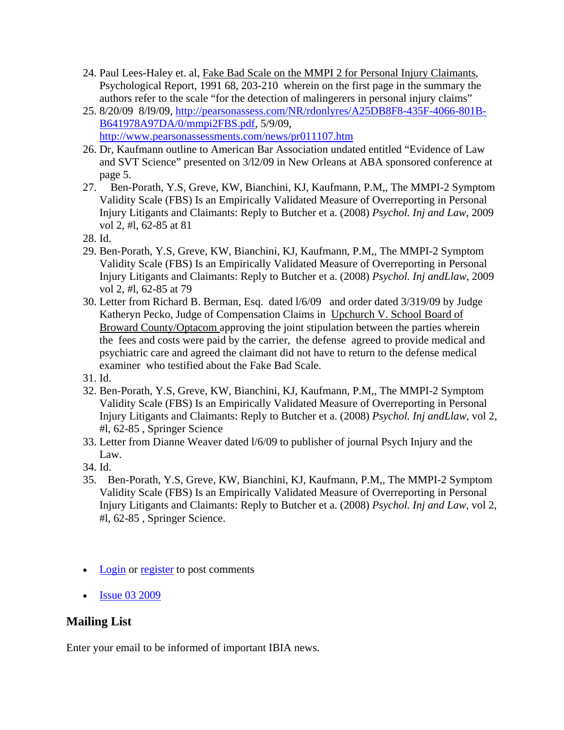24. Paul Lees-Haley et. al, Fake Bad Scale on the MMPI 2 for Personal Injury Claimants, Psychological Report, 1991 68, 203-210 wherein on the first page in the summary the authors refer to the scale "for the detection of malingerers in personal injury claims"
25. 8/20/09 8/l9/09, http://pearsonassess.com/NR/rdonlyres/A25DB8F8-435F-4066-801B-B641978A97DA/0/mmpi2FBS.pdf, 5/9/09, http://www.pearsonassessments.com/news/pr011107.htm
26. Dr, Kaufmann outline to American Bar Association undated entitled "Evidence of Law and SVT Science" presented on 3/l2/09 in New Orleans at ABA sponsored conference at page 5.
27. Ben-Porath, Y.S, Greve, KW, Bianchini, KJ, Kaufmann, P.M,, The MMPI-2 Symptom Validity Scale (FBS) Is an Empirically Validated Measure of Overreporting in Personal Injury Litigants and Claimants: Reply to Butcher et a. (2008) *Psychol. Inj and Law*, 2009 vol 2, #l, 62-85 at 81
28. Id.
29. Ben-Porath, Y.S, Greve, KW, Bianchini, KJ, Kaufmann, P.M,, The MMPI-2 Symptom Validity Scale (FBS) Is an Empirically Validated Measure of Overreporting in Personal Injury Litigants and Claimants: Reply to Butcher et a. (2008) *Psychol. Inj andLlaw*, 2009 vol 2, #l, 62-85 at 79
30. Letter from Richard B. Berman, Esq. dated l/6/09 and order dated 3/319/09 by Judge Katheryn Pecko, Judge of Compensation Claims in Upchurch V. School Board of Broward County/Optacom approving the joint stipulation between the parties wherein the fees and costs were paid by the carrier, the defense agreed to provide medical and psychiatric care and agreed the claimant did not have to return to the defense medical examiner who testified about the Fake Bad Scale.
31. Id.
32. Ben-Porath, Y.S, Greve, KW, Bianchini, KJ, Kaufmann, P.M,, The MMPI-2 Symptom Validity Scale (FBS) Is an Empirically Validated Measure of Overreporting in Personal Injury Litigants and Claimants: Reply to Butcher et a. (2008) *Psychol. Inj andLlaw*, vol 2, #l, 62-85 , Springer Science
33. Letter from Dianne Weaver dated l/6/09 to publisher of journal Psych Injury and the Law.
34. Id.
35. Ben-Porath, Y.S, Greve, KW, Bianchini, KJ, Kaufmann, P.M,, The MMPI-2 Symptom Validity Scale (FBS) Is an Empirically Validated Measure of Overreporting in Personal Injury Litigants and Claimants: Reply to Butcher et a. (2008) *Psychol. Inj and Law*, vol 2, #l, 62-85 , Springer Science.

- Login or register to post comments
- Issue 03 2009

## Mailing List

Enter your email to be informed of important IBIA news.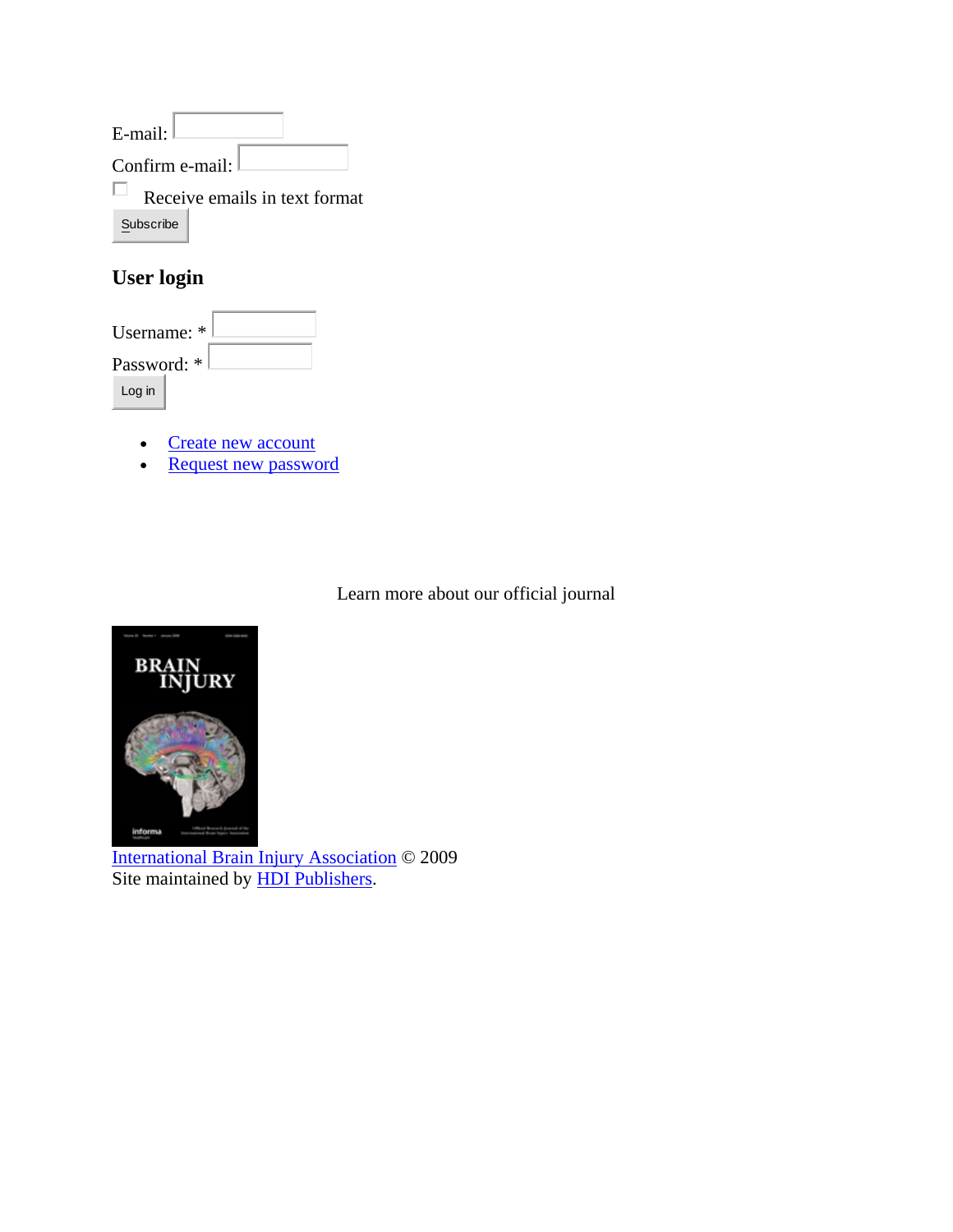E-mail:

Confirm e-mail:

Receive emails in text format

Subscribe

## User login

Username: *

Password: *

Log in

- Create new account
- Request new password

Learn more about our official journal

International Brain Injury Association © 2009
Site maintained by HDI Publishers.